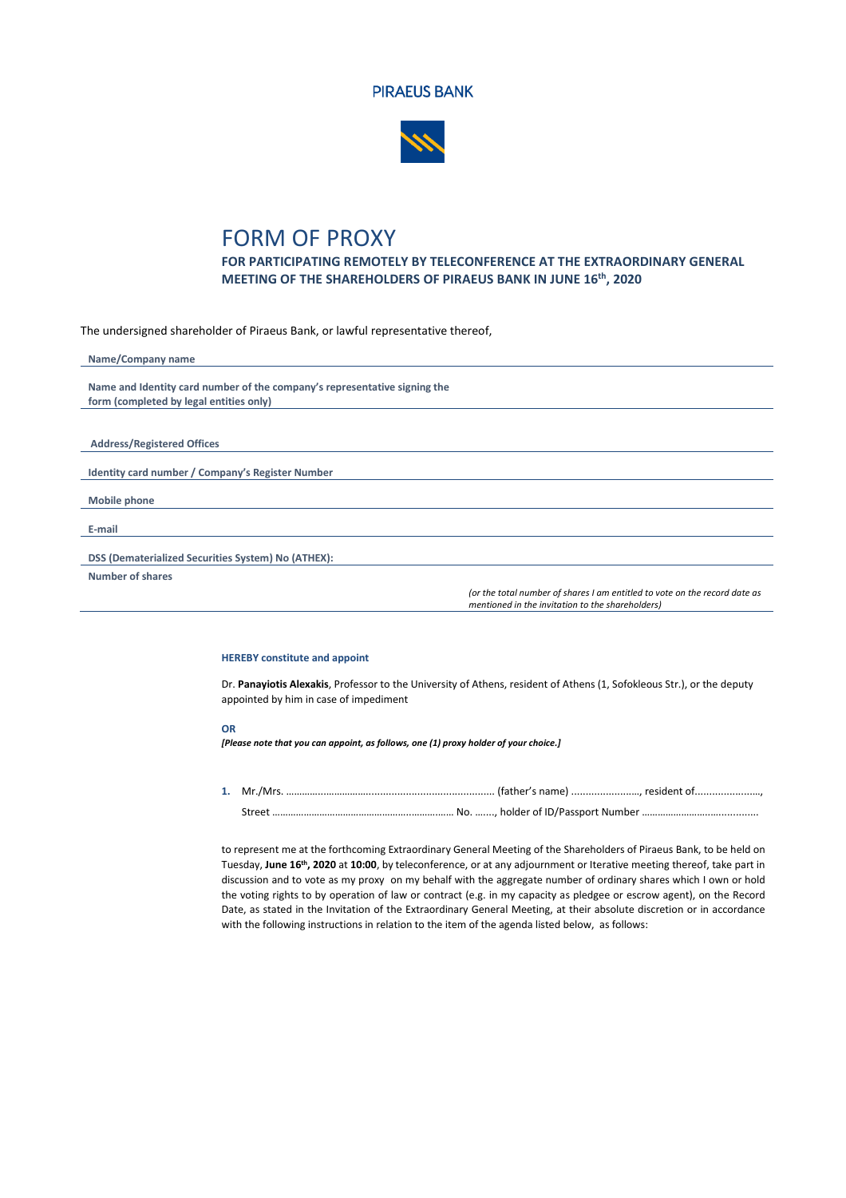PIRAEUS BANK

# FORM OF PROXY

## FOR PARTICIPATING REMOTELY BY TELECONFERENCE AT THE EXTRAORDINARY GENERAL MEETING OF THE SHAREHOLDERS OF PIRAEUS BANK IN JUNE 16th, 2020

The undersigned shareholder of Piraeus Bank, or lawful representative thereof,

**Name/Company name**

**Name and Identity card number of the company's representative signing the form (completed by legal entities only)**

**Address/Registered Offices**

**Identity card number / Company's Register Number**

**Mobile phone**

**E-mail**

**DSS (Dematerialized Securities System) No (ATHEX):**

**Number of shares**

*(or the total number of shares I am entitled to vote on the record date as mentioned in the invitation to the shareholders)*

**HEREBY constitute and appoint**

Dr. **Panayiotis Alexakis**, Professor to the University of Athens, resident of Athens (1, Sofokleous Str.), or the deputy appointed by him in case of impediment

**OR**

***[Please note that you can appoint, as follows, one (1) proxy holder of your choice.]***

1. Mr./Mrs. …………………………............................................................ (father's name) ......................., resident of......................., Street ………………………………………………..………………. No. ……., holder of ID/Passport Number …………………………….............

to represent me at the forthcoming Extraordinary General Meeting of the Shareholders of Piraeus Bank, to be held on Tuesday, **June 16th, 2020** at **10:00**, by teleconference, or at any adjournment or Iterative meeting thereof, take part in discussion and to vote as my proxy on my behalf with the aggregate number of ordinary shares which I own or hold the voting rights to by operation of law or contract (e.g. in my capacity as pledgee or escrow agent), on the Record Date, as stated in the Invitation of the Extraordinary General Meeting, at their absolute discretion or in accordance with the following instructions in relation to the item of the agenda listed below, as follows: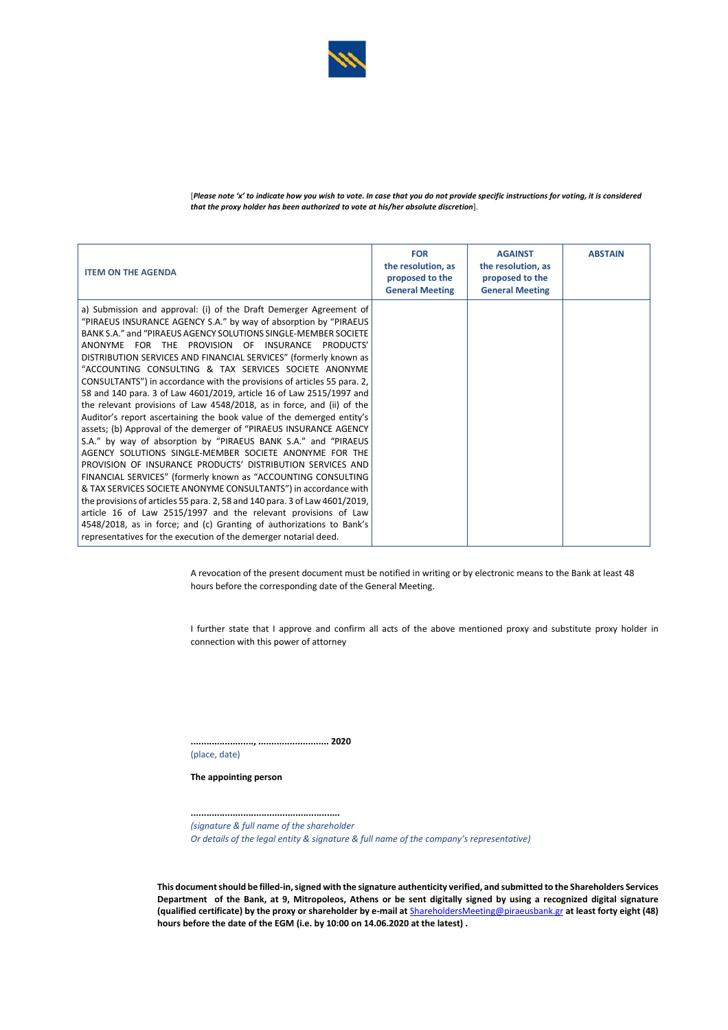[***Please note 'x' to indicate how you wish to vote. In case that you do not provide specific instructions for voting, it is considered that the proxy holder has been authorized to vote at his/her absolute discretion***].

| ITEM ON THE AGENDA | FOR the resolution, as proposed to the General Meeting | AGAINST the resolution, as proposed to the General Meeting | ABSTAIN |
|---|---|---|---|
| a) Submission and approval: (i) of the Draft Demerger Agreement of "PIRAEUS INSURANCE AGENCY S.A." by way of absorption by "PIRAEUS BANK S.A." and "PIRAEUS AGENCY SOLUTIONS SINGLE-MEMBER SOCIETE ANONYME FOR THE PROVISION OF INSURANCE PRODUCTS' DISTRIBUTION SERVICES AND FINANCIAL SERVICES" (formerly known as "ACCOUNTING CONSULTING & TAX SERVICES SOCIETE ANONYME CONSULTANTS") in accordance with the provisions of articles 55 para. 2, 58 and 140 para. 3 of Law 4601/2019, article 16 of Law 2515/1997 and the relevant provisions of Law 4548/2018, as in force, and (ii) of the Auditor's report ascertaining the book value of the demerged entity's assets; (b) Approval of the demerger of "PIRAEUS INSURANCE AGENCY S.A." by way of absorption by "PIRAEUS BANK S.A." and "PIRAEUS AGENCY SOLUTIONS SINGLE-MEMBER SOCIETE ANONYME FOR THE PROVISION OF INSURANCE PRODUCTS' DISTRIBUTION SERVICES AND FINANCIAL SERVICES" (formerly known as "ACCOUNTING CONSULTING & TAX SERVICES SOCIETE ANONYME CONSULTANTS") in accordance with the provisions of articles 55 para. 2, 58 and 140 para. 3 of Law 4601/2019, article 16 of Law 2515/1997 and the relevant provisions of Law 4548/2018, as in force; and (c) Granting of authorizations to Bank's representatives for the execution of the demerger notarial deed. | | | |

A revocation of the present document must be notified in writing or by electronic means to the Bank at least 48 hours before the corresponding date of the General Meeting.

I further state that I approve and confirm all acts of the above mentioned proxy and substitute proxy holder in connection with this power of attorney

**……………………, ……………………… 2020**
(place, date)

**The appointing person**

**…………………………………………………**
*(signature & full name of the shareholder*
*Or details of the legal entity & signature & full name of the company's representative)*

**This document should be filled-in, signed with the signature authenticity verified, and submitted to the Shareholders Services Department of the Bank, at 9, Mitropoleos, Athens or be sent digitally signed by using a recognized digital signature (qualified certificate) by the proxy or shareholder by e-mail at ShareholdersMeeting@piraeusbank.gr at least forty eight (48) hours before the date of the EGM (i.e. by 10:00 on 14.06.2020 at the latest) .**